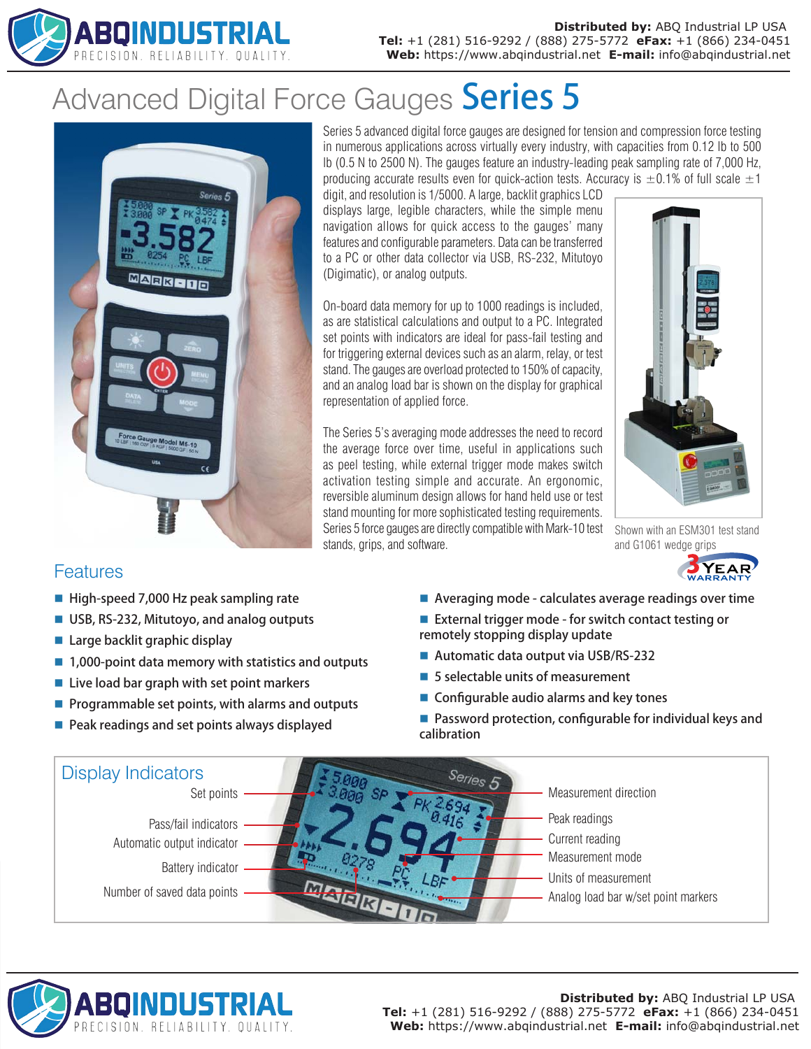# Advanced Digital Force Gauges **Series 5**

Series 5 advanced digital force gauges are designed for tension and compression force testing in numerous applications across virtually every industry, with capacities from 0.12 lb to 500 lb (0.5 N to 2500 N). The gauges feature an industry-leading peak sampling rate of 7,000 Hz, producing accurate results even for quick-action tests. Accuracy is ±0.1% of full scale ±1 digit, and resolution is 1/5000. A large, backlit graphics LCD displays large, legible characters, while the simple menu navigation allows for quick access to the gauges' many features and configurable parameters. Data can be transferred to a PC or other data collector via USB, RS-232, Mitutoyo (Digimatic), or analog outputs.

On-board data memory for up to 1000 readings is included, as are statistical calculations and output to a PC. Integrated set points with indicators are ideal for pass-fail testing and for triggering external devices such as an alarm, relay, or test stand. The gauges are overload protected to 150% of capacity, and an analog load bar is shown on the display for graphical representation of applied force.

The Series 5's averaging mode addresses the need to record the average force over time, useful in applications such as peel testing, while external trigger mode makes switch activation testing simple and accurate. An ergonomic, reversible aluminum design allows for hand held use or test stand mounting for more sophisticated testing requirements. Series 5 force gauges are directly compatible with Mark-10 test stands, grips, and software.

Shown with an ESM301 test stand and G1061 wedge grips

3 YEAR WARRANTY

## Features

- High-speed 7,000 Hz peak sampling rate
- USB, RS-232, Mitutoyo, and analog outputs
- Large backlit graphic display
- 1,000-point data memory with statistics and outputs
- Live load bar graph with set point markers
- Programmable set points, with alarms and outputs
- Peak readings and set points always displayed
- Averaging mode - calculates average readings over time
- External trigger mode - for switch contact testing or remotely stopping display update
- Automatic data output via USB/RS-232
- 5 selectable units of measurement
- Configurable audio alarms and key tones
- Password protection, configurable for individual keys and calibration

## Display Indicators

- Set points
- Pass/fail indicators
- Automatic output indicator
- Battery indicator
- Number of saved data points
- Measurement direction
- Peak readings
- Current reading
- Measurement mode
- Units of measurement
- Analog load bar w/set point markers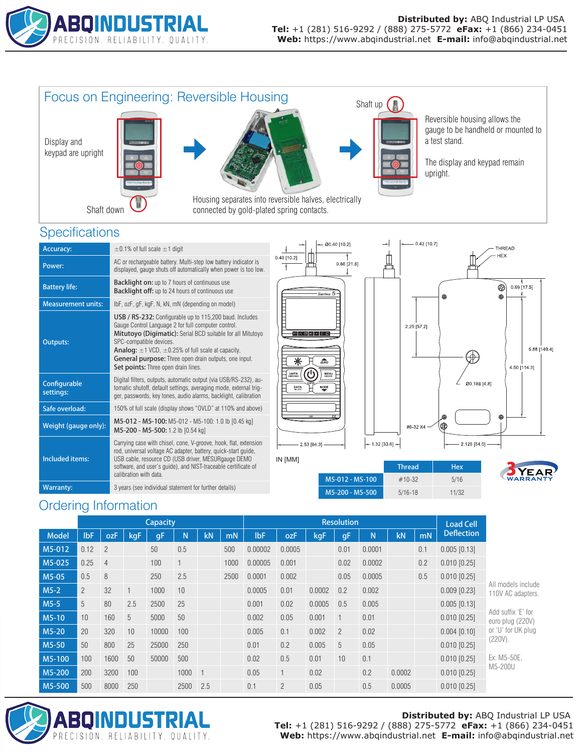## Focus on Engineering: Reversible Housing

Display and keypad are upright

Shaft down

Housing separates into reversible halves, electrically connected by gold-plated spring contacts.

Shaft up

Reversible housing allows the gauge to be handheld or mounted to a test stand.

The display and keypad remain upright.

## Specifications

| | |
|---|---|
| Accuracy: | ±0.1% of full scale ±1 digit |
| Power: | AC or rechargeable battery. Multi-step low battery indicator is displayed, gauge shuts off automatically when power is too low. |
| Battery life: | **Backlight on:** up to 7 hours of continuous use<br>**Backlight off:** up to 24 hours of continuous use |
| Measurement units: | lbF, ozF, gF, kgF, N, kN, mN (depending on model) |
| Outputs: | **USB / RS-232:** Configurable up to 115,200 baud. Includes Gauge Control Language 2 for full computer control.<br>**Mitutoyo (Digimatic):** Serial BCD suitable for all Mitutoyo SPC-compatible devices.<br>**Analog:** ±1 VCD, ±0.25% of full scale at capacity.<br>**General purpose:** Three open drain outputs, one input.<br>**Set points:** Three open drain lines. |
| Configurable settings: | Digital filters, outputs, automatic output (via USB/RS-232), automatic shutoff, default settings, averaging mode, external trigger, passwords, key tones, audio alarms, backlight, calibration |
| Safe overload: | 150% of full scale (display shows "OVLD" at 110% and above) |
| Weight (gauge only): | **M5-012 - M5-100:** M5-012 - M5-100: 1.0 lb [0.45 kg]<br>**M5-200 - M5-500:** 1.2 lb [0.54 kg] |
| Included items: | Carrying case with chisel, cone, V-groove, hook, flat, extension rod, universal voltage AC adapter, battery, quick-start guide, USB cable, resource CD (USB driver, MESURgauge DEMO software, and user's guide), and NIST-traceable certificate of calibration with data. |
| Warranty: | 3 years (see individual statement for further details) |

Ø0.40 [10.2]
0.40 [10.2]
0.86 [21.8]
0.42 [10.7]
THREAD
HEX
0.69 [17.5]
2.25 [57.2]
5.88 [149.4]
4.50 [114.3]
Ø0.188 [4.8]
#6-32 X4
2.53 [64.3]
1.32 [33.6]
2.125 [54.0]
IN [MM]

| | Thread | Hex |
|---|---|---|
| M5-012 - M5-100 | #10-32 | 5/16 |
| M5-200 - M5-500 | 5/16-18 | 11/32 |

3 YEAR WARRANTY

## Ordering Information

| | Capacity | | | | | | | Resolution | | | | | | | Load Cell Deflection |
|---|---|---|---|---|---|---|---|---|---|---|---|---|---|---|---|
| Model | lbF | ozF | kgF | gF | N | kN | mN | lbF | ozF | kgF | gF | N | kN | mN | |
| M5-012 | 0.12 | 2 | | 50 | 0.5 | | 500 | 0.00002 | 0.0005 | | 0.01 | 0.0001 | | 0.1 | 0.005 [0.13] |
| M5-025 | 0.25 | 4 | | 100 | 1 | | 1000 | 0.00005 | 0.001 | | 0.02 | 0.0002 | | 0.2 | 0.010 [0.25] |
| M5-05 | 0.5 | 8 | | 250 | 2.5 | | 2500 | 0.0001 | 0.002 | | 0.05 | 0.0005 | | 0.5 | 0.010 [0.25] |
| M5-2 | 2 | 32 | 1 | 1000 | 10 | | | 0.0005 | 0.01 | 0.0002 | 0.2 | 0.002 | | | 0.009 [0.23] |
| M5-5 | 5 | 80 | 2.5 | 2500 | 25 | | | 0.001 | 0.02 | 0.0005 | 0.5 | 0.005 | | | 0.005 [0.13] |
| M5-10 | 10 | 160 | 5 | 5000 | 50 | | | 0.002 | 0.05 | 0.001 | 1 | 0.01 | | | 0.010 [0.25] |
| M5-20 | 20 | 320 | 10 | 10000 | 100 | | | 0.005 | 0.1 | 0.002 | 2 | 0.02 | | | 0.004 [0.10] |
| M5-50 | 50 | 800 | 25 | 25000 | 250 | | | 0.01 | 0.2 | 0.005 | 5 | 0.05 | | | 0.010 [0.25] |
| M5-100 | 100 | 1600 | 50 | 50000 | 500 | | | 0.02 | 0.5 | 0.01 | 10 | 0.1 | | | 0.010 [0.25] |
| M5-200 | 200 | 3200 | 100 | | 1000 | 1 | | 0.05 | 1 | 0.02 | | 0.2 | 0.0002 | | 0.010 [0.25] |
| M5-500 | 500 | 8000 | 250 | | 2500 | 2.5 | | 0.1 | 2 | 0.05 | | 0.5 | 0.0005 | | 0.010 [0.25] |

All models include 110V AC adapters.

Add suffix 'E' for euro plug (220V) or 'U' for UK plug (220V).

Ex: M5-50E, M5-200U